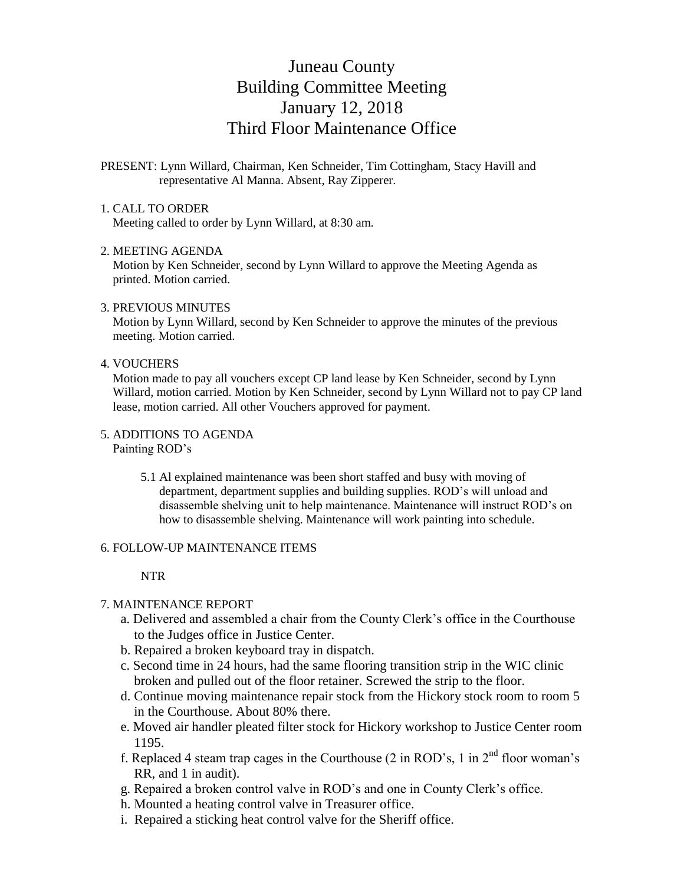# Juneau County
# Building Committee Meeting
# January 12, 2018
# Third Floor Maintenance Office

PRESENT: Lynn Willard, Chairman, Ken Schneider, Tim Cottingham, Stacy Havill and representative Al Manna. Absent, Ray Zipperer.

1. CALL TO ORDER
   Meeting called to order by Lynn Willard, at 8:30 am.

2. MEETING AGENDA
   Motion by Ken Schneider, second by Lynn Willard to approve the Meeting Agenda as printed. Motion carried.

3. PREVIOUS MINUTES
   Motion by Lynn Willard, second by Ken Schneider to approve the minutes of the previous meeting. Motion carried.

4. VOUCHERS
   Motion made to pay all vouchers except CP land lease by Ken Schneider, second by Lynn Willard, motion carried. Motion by Ken Schneider, second by Lynn Willard not to pay CP land lease, motion carried. All other Vouchers approved for payment.

5. ADDITIONS TO AGENDA
   Painting ROD's

   5.1 Al explained maintenance was been short staffed and busy with moving of department, department supplies and building supplies. ROD's will unload and disassemble shelving unit to help maintenance. Maintenance will instruct ROD's on how to disassemble shelving. Maintenance will work painting into schedule.

6. FOLLOW-UP MAINTENANCE ITEMS

   NTR

7. MAINTENANCE REPORT
   a. Delivered and assembled a chair from the County Clerk's office in the Courthouse to the Judges office in Justice Center.
   b. Repaired a broken keyboard tray in dispatch.
   c. Second time in 24 hours, had the same flooring transition strip in the WIC clinic broken and pulled out of the floor retainer. Screwed the strip to the floor.
   d. Continue moving maintenance repair stock from the Hickory stock room to room 5 in the Courthouse. About 80% there.
   e. Moved air handler pleated filter stock for Hickory workshop to Justice Center room 1195.
   f. Replaced 4 steam trap cages in the Courthouse (2 in ROD's, 1 in 2nd floor woman's RR, and 1 in audit).
   g. Repaired a broken control valve in ROD's and one in County Clerk's office.
   h. Mounted a heating control valve in Treasurer office.
   i. Repaired a sticking heat control valve for the Sheriff office.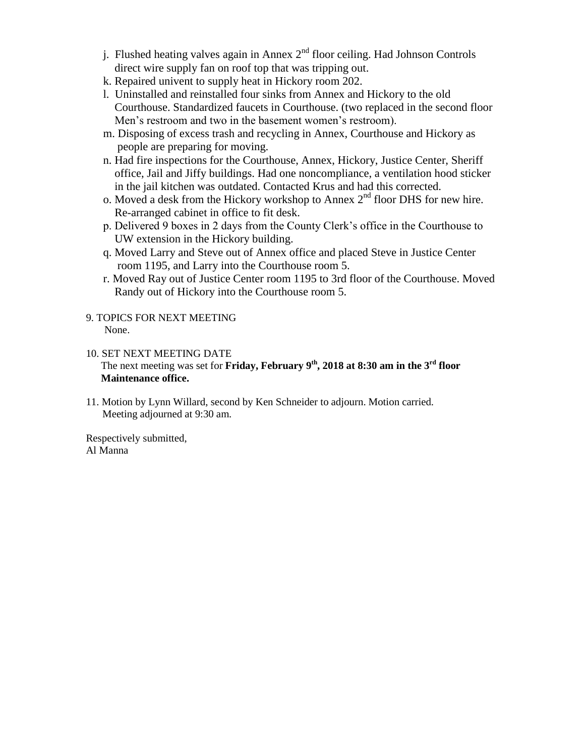j. Flushed heating valves again in Annex 2nd floor ceiling. Had Johnson Controls direct wire supply fan on roof top that was tripping out.
k. Repaired univent to supply heat in Hickory room 202.
l. Uninstalled and reinstalled four sinks from Annex and Hickory to the old Courthouse. Standardized faucets in Courthouse. (two replaced in the second floor Men's restroom and two in the basement women's restroom).
m. Disposing of excess trash and recycling in Annex, Courthouse and Hickory as people are preparing for moving.
n. Had fire inspections for the Courthouse, Annex, Hickory, Justice Center, Sheriff office, Jail and Jiffy buildings. Had one noncompliance, a ventilation hood sticker in the jail kitchen was outdated. Contacted Krus and had this corrected.
o. Moved a desk from the Hickory workshop to Annex 2nd floor DHS for new hire. Re-arranged cabinet in office to fit desk.
p. Delivered 9 boxes in 2 days from the County Clerk's office in the Courthouse to UW extension in the Hickory building.
q. Moved Larry and Steve out of Annex office and placed Steve in Justice Center room 1195, and Larry into the Courthouse room 5.
r. Moved Ray out of Justice Center room 1195 to 3rd floor of the Courthouse. Moved Randy out of Hickory into the Courthouse room 5.

9. TOPICS FOR NEXT MEETING
None.

10. SET NEXT MEETING DATE
The next meeting was set for **Friday, February 9th, 2018 at 8:30 am in the 3rd floor Maintenance office.**

11. Motion by Lynn Willard, second by Ken Schneider to adjourn. Motion carried. Meeting adjourned at 9:30 am.

Respectively submitted,
Al Manna